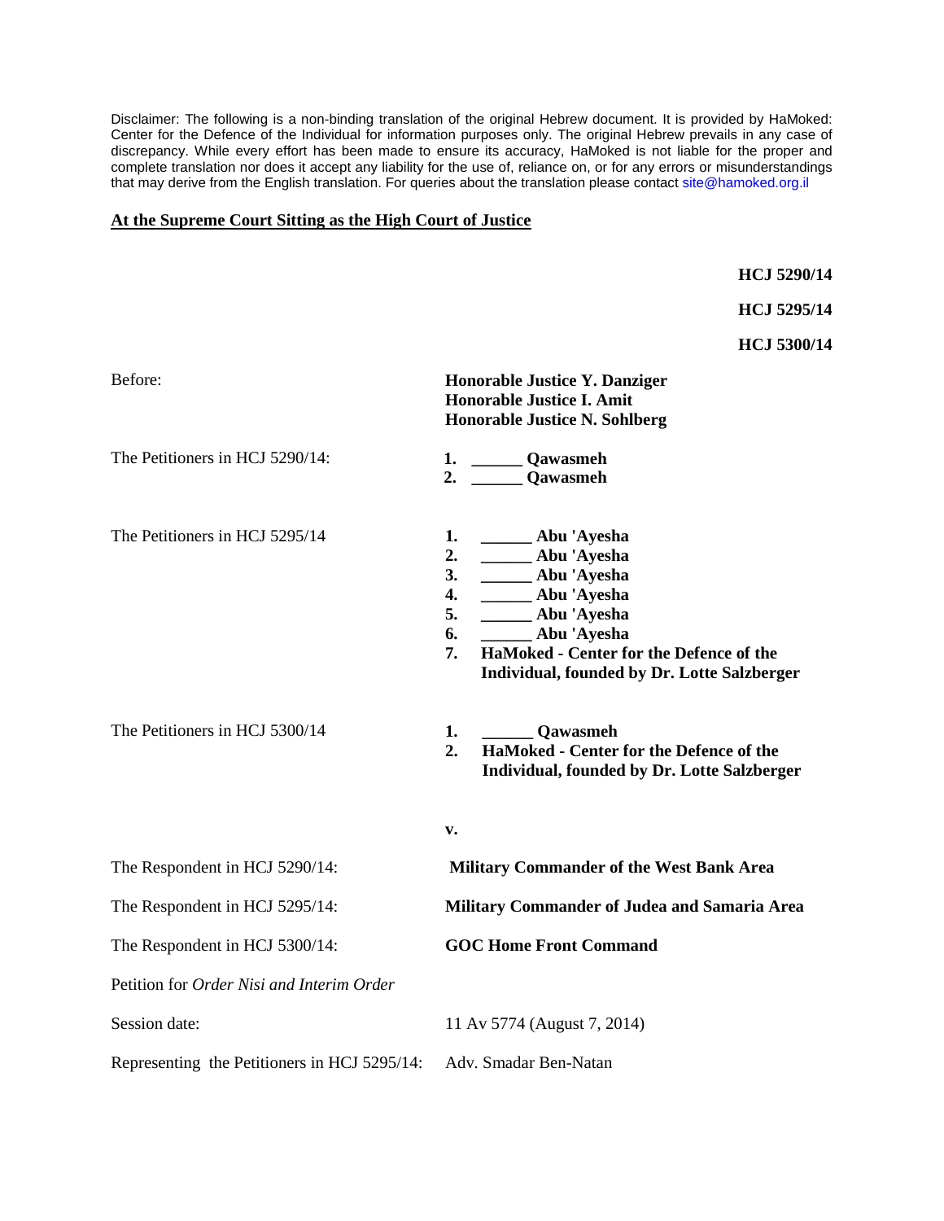Disclaimer: The following is a non-binding translation of the original Hebrew document. It is provided by HaMoked: Center for the Defence of the Individual for information purposes only. The original Hebrew prevails in any case of discrepancy. While every effort has been made to ensure its accuracy, HaMoked is not liable for the proper and complete translation nor does it accept any liability for the use of, reliance on, or for any errors or misunderstandings that may derive from the English translation. For queries about the translation please contact site@hamoked.org.il

**At the Supreme Court Sitting as the High Court of Justice**

**HCJ 5290/14**

**HCJ 5295/14**

**HCJ 5300/14**

Before:
**Honorable Justice Y. Danziger**
**Honorable Justice I. Amit**
**Honorable Justice N. Sohlberg**

The Petitioners in HCJ 5290/14:

1. **______ Qawasmeh**
2. **______ Qawasmeh**

The Petitioners in HCJ 5295/14

1. **______ Abu 'Ayesha**
2. **______ Abu 'Ayesha**
3. **______ Abu 'Ayesha**
4. **______ Abu 'Ayesha**
5. **______ Abu 'Ayesha**
6. **______ Abu 'Ayesha**
7. **HaMoked - Center for the Defence of the Individual, founded by Dr. Lotte Salzberger**

The Petitioners in HCJ 5300/14

1. **______ Qawasmeh**
2. **HaMoked - Center for the Defence of the Individual, founded by Dr. Lotte Salzberger**

**v.**

The Respondent in HCJ 5290/14: **Military Commander of the West Bank Area**

The Respondent in HCJ 5295/14: **Military Commander of Judea and Samaria Area**

The Respondent in HCJ 5300/14: **GOC Home Front Command**

Petition for *Order Nisi and Interim Order*

Session date: 11 Av 5774 (August 7, 2014)

Representing the Petitioners in HCJ 5295/14: Adv. Smadar Ben-Natan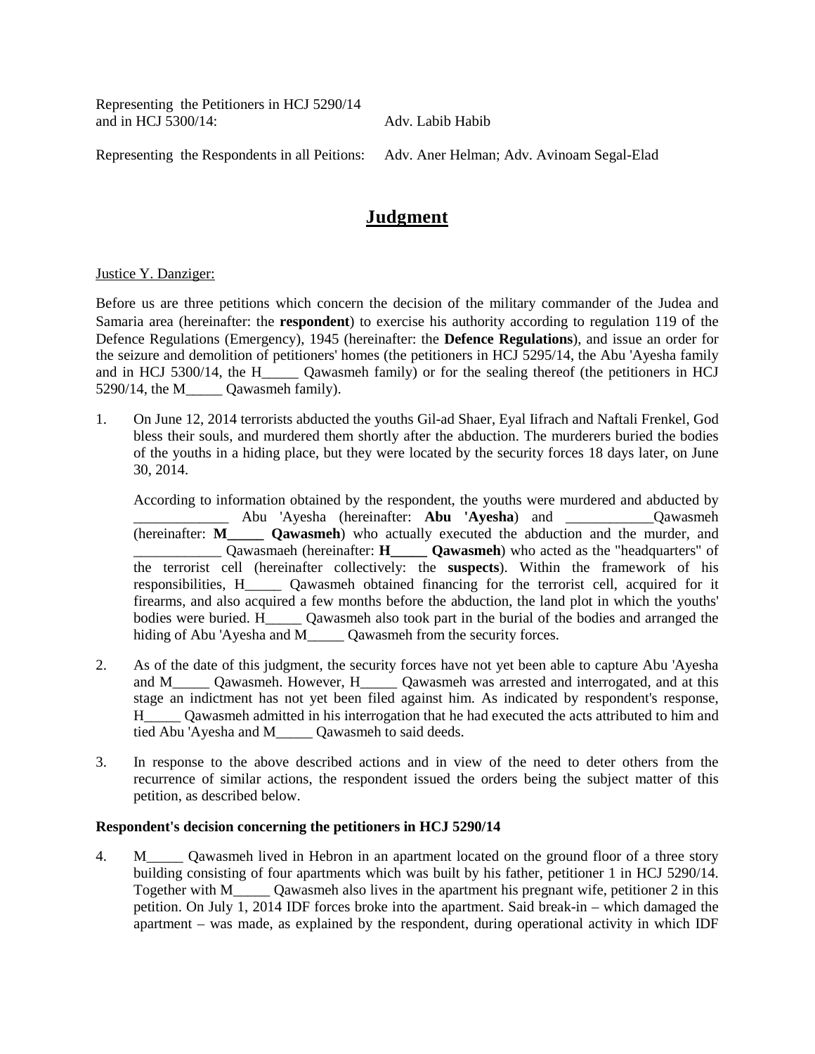Representing the Petitioners in HCJ 5290/14 and in HCJ 5300/14: Adv. Labib Habib

Representing the Respondents in all Peitions: Adv. Aner Helman; Adv. Avinoam Segal-Elad

# Judgment

Justice Y. Danziger:

Before us are three petitions which concern the decision of the military commander of the Judea and Samaria area (hereinafter: the **respondent**) to exercise his authority according to regulation 119 of the Defence Regulations (Emergency), 1945 (hereinafter: the **Defence Regulations**), and issue an order for the seizure and demolition of petitioners' homes (the petitioners in HCJ 5295/14, the Abu 'Ayesha family and in HCJ 5300/14, the H_____ Qawasmeh family) or for the sealing thereof (the petitioners in HCJ 5290/14, the M_____ Qawasmeh family).

1. On June 12, 2014 terrorists abducted the youths Gil-ad Shaer, Eyal Iifrach and Naftali Frenkel, God bless their souls, and murdered them shortly after the abduction. The murderers buried the bodies of the youths in a hiding place, but they were located by the security forces 18 days later, on June 30, 2014.

   According to information obtained by the respondent, the youths were murdered and abducted by _____________ Abu 'Ayesha (hereinafter: **Abu 'Ayesha**) and ____________Qawasmeh (hereinafter: **M_____ Qawasmeh**) who actually executed the abduction and the murder, and ____________ Qawasmaeh (hereinafter: **H_____ Qawasmeh**) who acted as the "headquarters" of the terrorist cell (hereinafter collectively: the **suspects**). Within the framework of his responsibilities, H_____ Qawasmeh obtained financing for the terrorist cell, acquired for it firearms, and also acquired a few months before the abduction, the land plot in which the youths' bodies were buried. H_____ Qawasmeh also took part in the burial of the bodies and arranged the hiding of Abu 'Ayesha and M_____ Qawasmeh from the security forces.

2. As of the date of this judgment, the security forces have not yet been able to capture Abu 'Ayesha and M_____ Qawasmeh. However, H_____ Qawasmeh was arrested and interrogated, and at this stage an indictment has not yet been filed against him. As indicated by respondent's response, H_____ Qawasmeh admitted in his interrogation that he had executed the acts attributed to him and tied Abu 'Ayesha and M_____ Qawasmeh to said deeds.

3. In response to the above described actions and in view of the need to deter others from the recurrence of similar actions, the respondent issued the orders being the subject matter of this petition, as described below.

**Respondent's decision concerning the petitioners in HCJ 5290/14**

4. M_____ Qawasmeh lived in Hebron in an apartment located on the ground floor of a three story building consisting of four apartments which was built by his father, petitioner 1 in HCJ 5290/14. Together with M_____ Qawasmeh also lives in the apartment his pregnant wife, petitioner 2 in this petition. On July 1, 2014 IDF forces broke into the apartment. Said break-in – which damaged the apartment – was made, as explained by the respondent, during operational activity in which IDF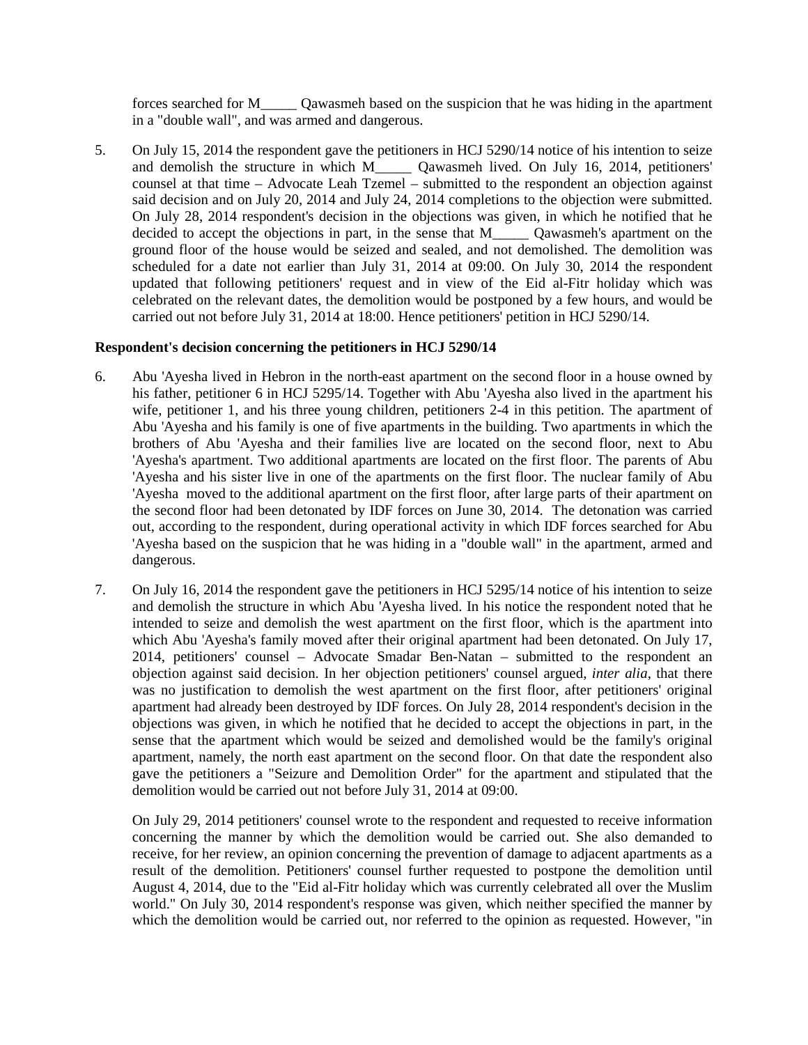forces searched for M_____ Qawasmeh based on the suspicion that he was hiding in the apartment in a "double wall", and was armed and dangerous.

5. On July 15, 2014 the respondent gave the petitioners in HCJ 5290/14 notice of his intention to seize and demolish the structure in which M_____ Qawasmeh lived. On July 16, 2014, petitioners' counsel at that time – Advocate Leah Tzemel – submitted to the respondent an objection against said decision and on July 20, 2014 and July 24, 2014 completions to the objection were submitted. On July 28, 2014 respondent's decision in the objections was given, in which he notified that he decided to accept the objections in part, in the sense that M_____ Qawasmeh's apartment on the ground floor of the house would be seized and sealed, and not demolished. The demolition was scheduled for a date not earlier than July 31, 2014 at 09:00. On July 30, 2014 the respondent updated that following petitioners' request and in view of the Eid al-Fitr holiday which was celebrated on the relevant dates, the demolition would be postponed by a few hours, and would be carried out not before July 31, 2014 at 18:00. Hence petitioners' petition in HCJ 5290/14.

**Respondent's decision concerning the petitioners in HCJ 5290/14**

6. Abu 'Ayesha lived in Hebron in the north-east apartment on the second floor in a house owned by his father, petitioner 6 in HCJ 5295/14. Together with Abu 'Ayesha also lived in the apartment his wife, petitioner 1, and his three young children, petitioners 2-4 in this petition. The apartment of Abu 'Ayesha and his family is one of five apartments in the building. Two apartments in which the brothers of Abu 'Ayesha and their families live are located on the second floor, next to Abu 'Ayesha's apartment. Two additional apartments are located on the first floor. The parents of Abu 'Ayesha and his sister live in one of the apartments on the first floor. The nuclear family of Abu 'Ayesha moved to the additional apartment on the first floor, after large parts of their apartment on the second floor had been detonated by IDF forces on June 30, 2014. The detonation was carried out, according to the respondent, during operational activity in which IDF forces searched for Abu 'Ayesha based on the suspicion that he was hiding in a "double wall" in the apartment, armed and dangerous.

7. On July 16, 2014 the respondent gave the petitioners in HCJ 5295/14 notice of his intention to seize and demolish the structure in which Abu 'Ayesha lived. In his notice the respondent noted that he intended to seize and demolish the west apartment on the first floor, which is the apartment into which Abu 'Ayesha's family moved after their original apartment had been detonated. On July 17, 2014, petitioners' counsel – Advocate Smadar Ben-Natan – submitted to the respondent an objection against said decision. In her objection petitioners' counsel argued, *inter alia*, that there was no justification to demolish the west apartment on the first floor, after petitioners' original apartment had already been destroyed by IDF forces. On July 28, 2014 respondent's decision in the objections was given, in which he notified that he decided to accept the objections in part, in the sense that the apartment which would be seized and demolished would be the family's original apartment, namely, the north east apartment on the second floor. On that date the respondent also gave the petitioners a "Seizure and Demolition Order" for the apartment and stipulated that the demolition would be carried out not before July 31, 2014 at 09:00.

   On July 29, 2014 petitioners' counsel wrote to the respondent and requested to receive information concerning the manner by which the demolition would be carried out. She also demanded to receive, for her review, an opinion concerning the prevention of damage to adjacent apartments as a result of the demolition. Petitioners' counsel further requested to postpone the demolition until August 4, 2014, due to the "Eid al-Fitr holiday which was currently celebrated all over the Muslim world." On July 30, 2014 respondent's response was given, which neither specified the manner by which the demolition would be carried out, nor referred to the opinion as requested. However, "in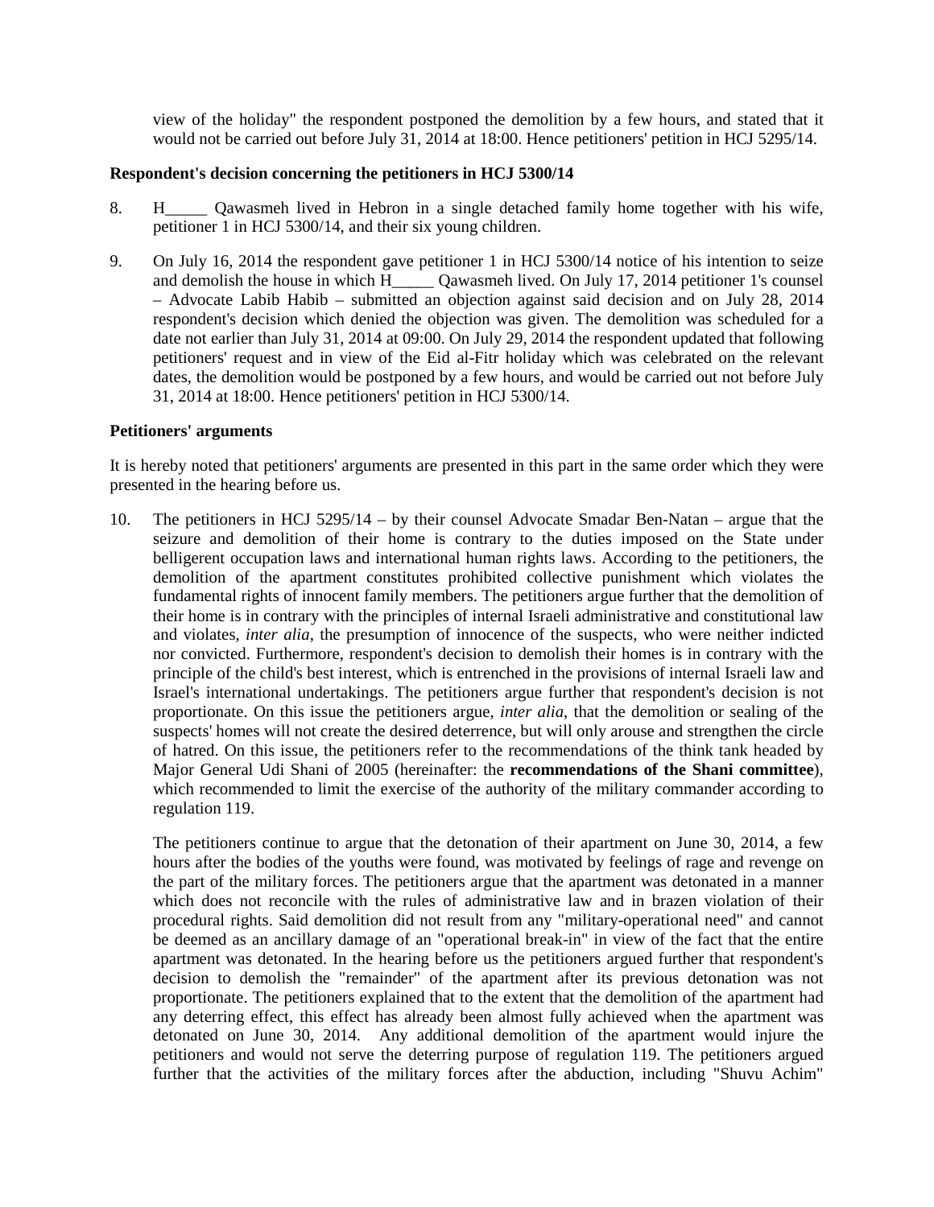view of the holiday" the respondent postponed the demolition by a few hours, and stated that it would not be carried out before July 31, 2014 at 18:00. Hence petitioners' petition in HCJ 5295/14.

**Respondent's decision concerning the petitioners in HCJ 5300/14**

8. H_____ Qawasmeh lived in Hebron in a single detached family home together with his wife, petitioner 1 in HCJ 5300/14, and their six young children.

9. On July 16, 2014 the respondent gave petitioner 1 in HCJ 5300/14 notice of his intention to seize and demolish the house in which H_____ Qawasmeh lived. On July 17, 2014 petitioner 1's counsel – Advocate Labib Habib – submitted an objection against said decision and on July 28, 2014 respondent's decision which denied the objection was given. The demolition was scheduled for a date not earlier than July 31, 2014 at 09:00. On July 29, 2014 the respondent updated that following petitioners' request and in view of the Eid al-Fitr holiday which was celebrated on the relevant dates, the demolition would be postponed by a few hours, and would be carried out not before July 31, 2014 at 18:00. Hence petitioners' petition in HCJ 5300/14.

**Petitioners' arguments**

It is hereby noted that petitioners' arguments are presented in this part in the same order which they were presented in the hearing before us.

10. The petitioners in HCJ 5295/14 – by their counsel Advocate Smadar Ben-Natan – argue that the seizure and demolition of their home is contrary to the duties imposed on the State under belligerent occupation laws and international human rights laws. According to the petitioners, the demolition of the apartment constitutes prohibited collective punishment which violates the fundamental rights of innocent family members. The petitioners argue further that the demolition of their home is in contrary with the principles of internal Israeli administrative and constitutional law and violates, *inter alia*, the presumption of innocence of the suspects, who were neither indicted nor convicted. Furthermore, respondent's decision to demolish their homes is in contrary with the principle of the child's best interest, which is entrenched in the provisions of internal Israeli law and Israel's international undertakings. The petitioners argue further that respondent's decision is not proportionate. On this issue the petitioners argue, *inter alia*, that the demolition or sealing of the suspects' homes will not create the desired deterrence, but will only arouse and strengthen the circle of hatred. On this issue, the petitioners refer to the recommendations of the think tank headed by Major General Udi Shani of 2005 (hereinafter: the **recommendations of the Shani committee**), which recommended to limit the exercise of the authority of the military commander according to regulation 119.

    The petitioners continue to argue that the detonation of their apartment on June 30, 2014, a few hours after the bodies of the youths were found, was motivated by feelings of rage and revenge on the part of the military forces. The petitioners argue that the apartment was detonated in a manner which does not reconcile with the rules of administrative law and in brazen violation of their procedural rights. Said demolition did not result from any "military-operational need" and cannot be deemed as an ancillary damage of an "operational break-in" in view of the fact that the entire apartment was detonated. In the hearing before us the petitioners argued further that respondent's decision to demolish the "remainder" of the apartment after its previous detonation was not proportionate. The petitioners explained that to the extent that the demolition of the apartment had any deterring effect, this effect has already been almost fully achieved when the apartment was detonated on June 30, 2014. Any additional demolition of the apartment would injure the petitioners and would not serve the deterring purpose of regulation 119. The petitioners argued further that the activities of the military forces after the abduction, including "Shuvu Achim"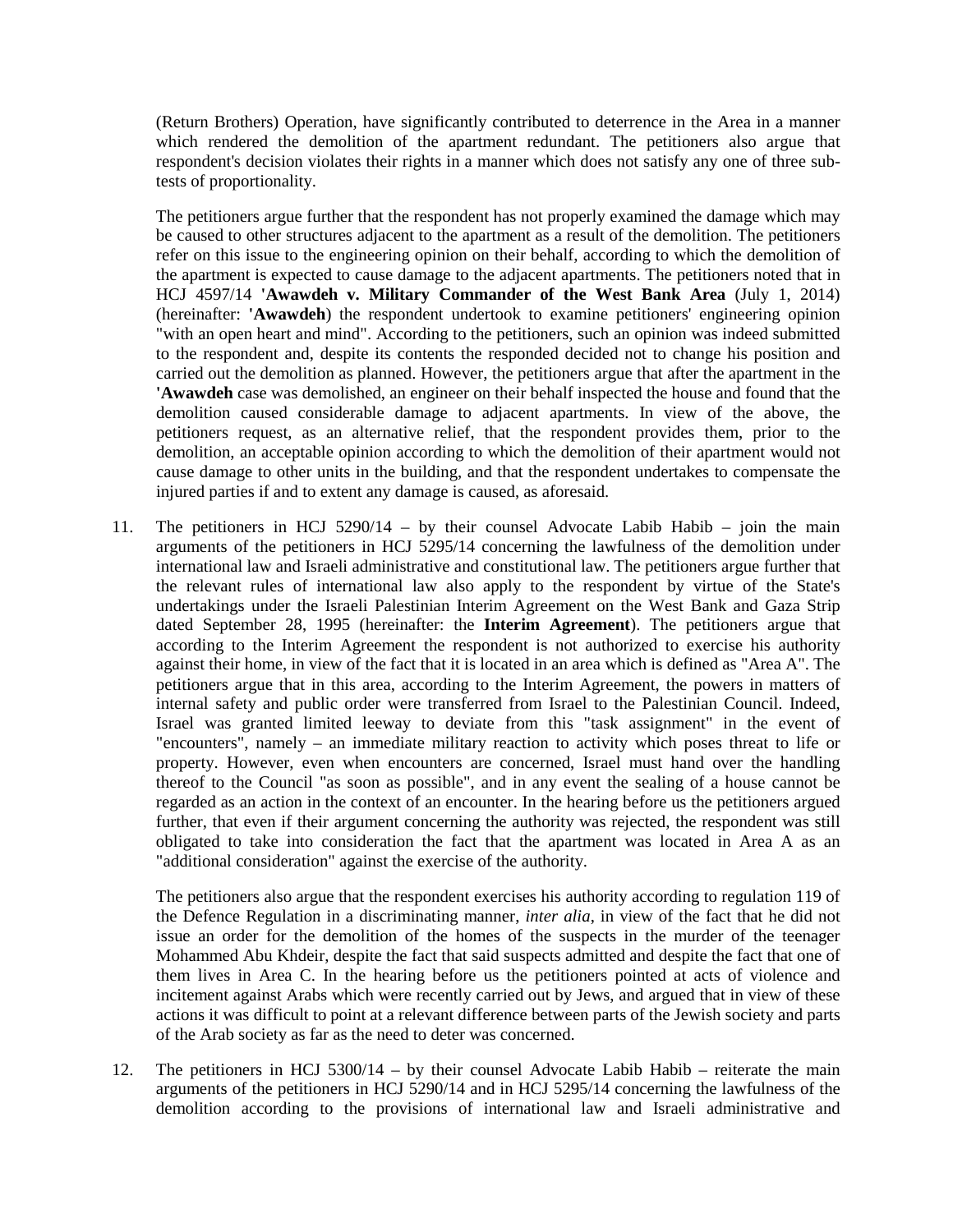(Return Brothers) Operation, have significantly contributed to deterrence in the Area in a manner which rendered the demolition of the apartment redundant. The petitioners also argue that respondent's decision violates their rights in a manner which does not satisfy any one of three sub-tests of proportionality.

The petitioners argue further that the respondent has not properly examined the damage which may be caused to other structures adjacent to the apartment as a result of the demolition. The petitioners refer on this issue to the engineering opinion on their behalf, according to which the demolition of the apartment is expected to cause damage to the adjacent apartments. The petitioners noted that in HCJ 4597/14 **'Awawdeh v. Military Commander of the West Bank Area** (July 1, 2014) (hereinafter: **'Awawdeh**) the respondent undertook to examine petitioners' engineering opinion "with an open heart and mind". According to the petitioners, such an opinion was indeed submitted to the respondent and, despite its contents the responded decided not to change his position and carried out the demolition as planned. However, the petitioners argue that after the apartment in the **'Awawdeh** case was demolished, an engineer on their behalf inspected the house and found that the demolition caused considerable damage to adjacent apartments. In view of the above, the petitioners request, as an alternative relief, that the respondent provides them, prior to the demolition, an acceptable opinion according to which the demolition of their apartment would not cause damage to other units in the building, and that the respondent undertakes to compensate the injured parties if and to extent any damage is caused, as aforesaid.

11. The petitioners in HCJ 5290/14 – by their counsel Advocate Labib Habib – join the main arguments of the petitioners in HCJ 5295/14 concerning the lawfulness of the demolition under international law and Israeli administrative and constitutional law. The petitioners argue further that the relevant rules of international law also apply to the respondent by virtue of the State's undertakings under the Israeli Palestinian Interim Agreement on the West Bank and Gaza Strip dated September 28, 1995 (hereinafter: the **Interim Agreement**). The petitioners argue that according to the Interim Agreement the respondent is not authorized to exercise his authority against their home, in view of the fact that it is located in an area which is defined as "Area A". The petitioners argue that in this area, according to the Interim Agreement, the powers in matters of internal safety and public order were transferred from Israel to the Palestinian Council. Indeed, Israel was granted limited leeway to deviate from this "task assignment" in the event of "encounters", namely – an immediate military reaction to activity which poses threat to life or property. However, even when encounters are concerned, Israel must hand over the handling thereof to the Council "as soon as possible", and in any event the sealing of a house cannot be regarded as an action in the context of an encounter. In the hearing before us the petitioners argued further, that even if their argument concerning the authority was rejected, the respondent was still obligated to take into consideration the fact that the apartment was located in Area A as an "additional consideration" against the exercise of the authority.

    The petitioners also argue that the respondent exercises his authority according to regulation 119 of the Defence Regulation in a discriminating manner, *inter alia*, in view of the fact that he did not issue an order for the demolition of the homes of the suspects in the murder of the teenager Mohammed Abu Khdeir, despite the fact that said suspects admitted and despite the fact that one of them lives in Area C. In the hearing before us the petitioners pointed at acts of violence and incitement against Arabs which were recently carried out by Jews, and argued that in view of these actions it was difficult to point at a relevant difference between parts of the Jewish society and parts of the Arab society as far as the need to deter was concerned.

12. The petitioners in HCJ 5300/14 – by their counsel Advocate Labib Habib – reiterate the main arguments of the petitioners in HCJ 5290/14 and in HCJ 5295/14 concerning the lawfulness of the demolition according to the provisions of international law and Israeli administrative and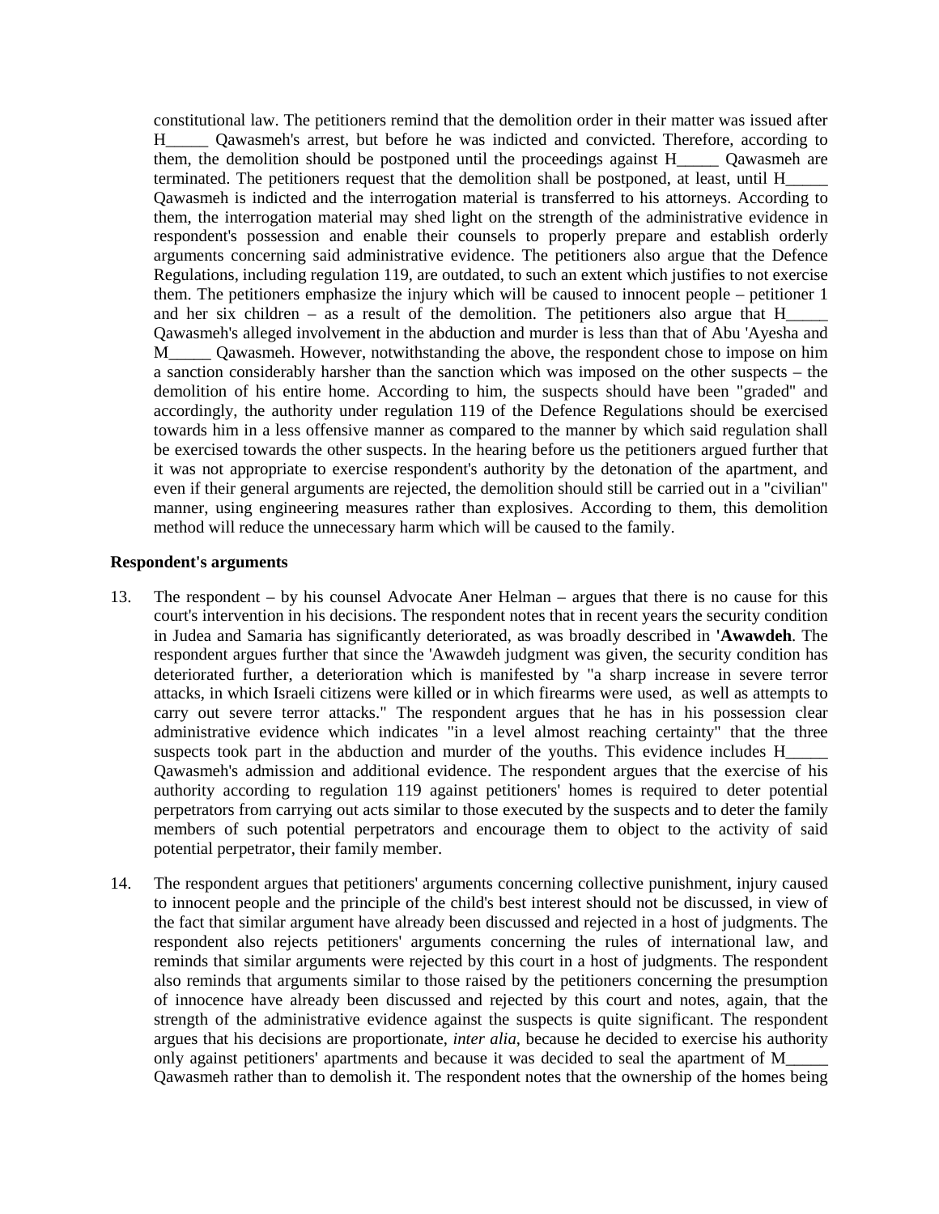constitutional law. The petitioners remind that the demolition order in their matter was issued after H_____ Qawasmeh's arrest, but before he was indicted and convicted. Therefore, according to them, the demolition should be postponed until the proceedings against H_____ Qawasmeh are terminated. The petitioners request that the demolition shall be postponed, at least, until H_____ Qawasmeh is indicted and the interrogation material is transferred to his attorneys. According to them, the interrogation material may shed light on the strength of the administrative evidence in respondent's possession and enable their counsels to properly prepare and establish orderly arguments concerning said administrative evidence. The petitioners also argue that the Defence Regulations, including regulation 119, are outdated, to such an extent which justifies to not exercise them. The petitioners emphasize the injury which will be caused to innocent people – petitioner 1 and her six children – as a result of the demolition. The petitioners also argue that H_____ Qawasmeh's alleged involvement in the abduction and murder is less than that of Abu 'Ayesha and M_____ Qawasmeh. However, notwithstanding the above, the respondent chose to impose on him a sanction considerably harsher than the sanction which was imposed on the other suspects – the demolition of his entire home. According to him, the suspects should have been "graded" and accordingly, the authority under regulation 119 of the Defence Regulations should be exercised towards him in a less offensive manner as compared to the manner by which said regulation shall be exercised towards the other suspects. In the hearing before us the petitioners argued further that it was not appropriate to exercise respondent's authority by the detonation of the apartment, and even if their general arguments are rejected, the demolition should still be carried out in a "civilian" manner, using engineering measures rather than explosives. According to them, this demolition method will reduce the unnecessary harm which will be caused to the family.

**Respondent's arguments**

13. The respondent – by his counsel Advocate Aner Helman – argues that there is no cause for this court's intervention in his decisions. The respondent notes that in recent years the security condition in Judea and Samaria has significantly deteriorated, as was broadly described in **'Awawdeh**. The respondent argues further that since the 'Awawdeh judgment was given, the security condition has deteriorated further, a deterioration which is manifested by "a sharp increase in severe terror attacks, in which Israeli citizens were killed or in which firearms were used, as well as attempts to carry out severe terror attacks." The respondent argues that he has in his possession clear administrative evidence which indicates "in a level almost reaching certainty" that the three suspects took part in the abduction and murder of the youths. This evidence includes H_____ Qawasmeh's admission and additional evidence. The respondent argues that the exercise of his authority according to regulation 119 against petitioners' homes is required to deter potential perpetrators from carrying out acts similar to those executed by the suspects and to deter the family members of such potential perpetrators and encourage them to object to the activity of said potential perpetrator, their family member.

14. The respondent argues that petitioners' arguments concerning collective punishment, injury caused to innocent people and the principle of the child's best interest should not be discussed, in view of the fact that similar argument have already been discussed and rejected in a host of judgments. The respondent also rejects petitioners' arguments concerning the rules of international law, and reminds that similar arguments were rejected by this court in a host of judgments. The respondent also reminds that arguments similar to those raised by the petitioners concerning the presumption of innocence have already been discussed and rejected by this court and notes, again, that the strength of the administrative evidence against the suspects is quite significant. The respondent argues that his decisions are proportionate, *inter alia*, because he decided to exercise his authority only against petitioners' apartments and because it was decided to seal the apartment of M_____ Qawasmeh rather than to demolish it. The respondent notes that the ownership of the homes being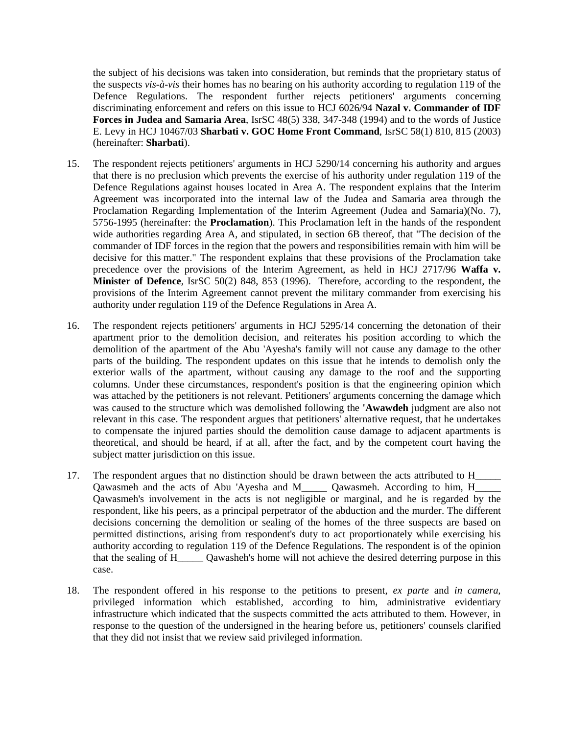the subject of his decisions was taken into consideration, but reminds that the proprietary status of the suspects *vis-à-vis* their homes has no bearing on his authority according to regulation 119 of the Defence Regulations. The respondent further rejects petitioners' arguments concerning discriminating enforcement and refers on this issue to HCJ 6026/94 **Nazal v. Commander of IDF Forces in Judea and Samaria Area**, IsrSC 48(5) 338, 347-348 (1994) and to the words of Justice E. Levy in HCJ 10467/03 **Sharbati v. GOC Home Front Command**, IsrSC 58(1) 810, 815 (2003) (hereinafter: **Sharbati**).

15. The respondent rejects petitioners' arguments in HCJ 5290/14 concerning his authority and argues that there is no preclusion which prevents the exercise of his authority under regulation 119 of the Defence Regulations against houses located in Area A. The respondent explains that the Interim Agreement was incorporated into the internal law of the Judea and Samaria area through the Proclamation Regarding Implementation of the Interim Agreement (Judea and Samaria)(No. 7), 5756-1995 (hereinafter: the **Proclamation**). This Proclamation left in the hands of the respondent wide authorities regarding Area A, and stipulated, in section 6B thereof, that "The decision of the commander of IDF forces in the region that the powers and responsibilities remain with him will be decisive for this matter." The respondent explains that these provisions of the Proclamation take precedence over the provisions of the Interim Agreement, as held in HCJ 2717/96 **Waffa v. Minister of Defence**, IsrSC 50(2) 848, 853 (1996). Therefore, according to the respondent, the provisions of the Interim Agreement cannot prevent the military commander from exercising his authority under regulation 119 of the Defence Regulations in Area A.

16. The respondent rejects petitioners' arguments in HCJ 5295/14 concerning the detonation of their apartment prior to the demolition decision, and reiterates his position according to which the demolition of the apartment of the Abu 'Ayesha's family will not cause any damage to the other parts of the building. The respondent updates on this issue that he intends to demolish only the exterior walls of the apartment, without causing any damage to the roof and the supporting columns. Under these circumstances, respondent's position is that the engineering opinion which was attached by the petitioners is not relevant. Petitioners' arguments concerning the damage which was caused to the structure which was demolished following the **'Awawdeh** judgment are also not relevant in this case. The respondent argues that petitioners' alternative request, that he undertakes to compensate the injured parties should the demolition cause damage to adjacent apartments is theoretical, and should be heard, if at all, after the fact, and by the competent court having the subject matter jurisdiction on this issue.

17. The respondent argues that no distinction should be drawn between the acts attributed to H_____ Qawasmeh and the acts of Abu 'Ayesha and M_____ Qawasmeh. According to him, H_____ Qawasmeh's involvement in the acts is not negligible or marginal, and he is regarded by the respondent, like his peers, as a principal perpetrator of the abduction and the murder. The different decisions concerning the demolition or sealing of the homes of the three suspects are based on permitted distinctions, arising from respondent's duty to act proportionately while exercising his authority according to regulation 119 of the Defence Regulations. The respondent is of the opinion that the sealing of H_____ Qawasheh's home will not achieve the desired deterring purpose in this case.

18. The respondent offered in his response to the petitions to present, *ex parte* and *in camera*, privileged information which established, according to him, administrative evidentiary infrastructure which indicated that the suspects committed the acts attributed to them. However, in response to the question of the undersigned in the hearing before us, petitioners' counsels clarified that they did not insist that we review said privileged information.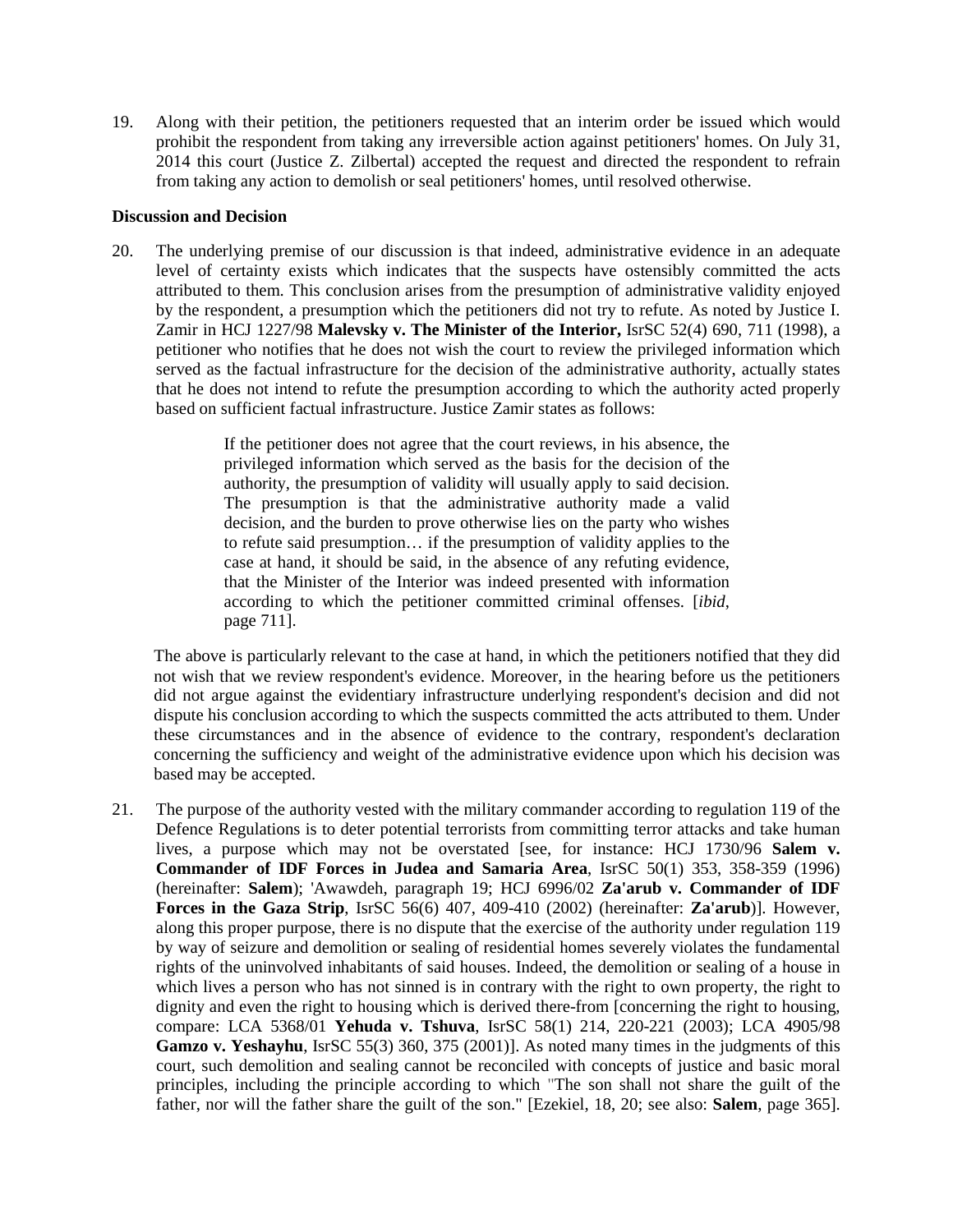19. Along with their petition, the petitioners requested that an interim order be issued which would prohibit the respondent from taking any irreversible action against petitioners' homes. On July 31, 2014 this court (Justice Z. Zilbertal) accepted the request and directed the respondent to refrain from taking any action to demolish or seal petitioners' homes, until resolved otherwise.

**Discussion and Decision**

20. The underlying premise of our discussion is that indeed, administrative evidence in an adequate level of certainty exists which indicates that the suspects have ostensibly committed the acts attributed to them. This conclusion arises from the presumption of administrative validity enjoyed by the respondent, a presumption which the petitioners did not try to refute. As noted by Justice I. Zamir in HCJ 1227/98 **Malevsky v. The Minister of the Interior,** IsrSC 52(4) 690, 711 (1998), a petitioner who notifies that he does not wish the court to review the privileged information which served as the factual infrastructure for the decision of the administrative authority, actually states that he does not intend to refute the presumption according to which the authority acted properly based on sufficient factual infrastructure. Justice Zamir states as follows:

> If the petitioner does not agree that the court reviews, in his absence, the privileged information which served as the basis for the decision of the authority, the presumption of validity will usually apply to said decision. The presumption is that the administrative authority made a valid decision, and the burden to prove otherwise lies on the party who wishes to refute said presumption… if the presumption of validity applies to the case at hand, it should be said, in the absence of any refuting evidence, that the Minister of the Interior was indeed presented with information according to which the petitioner committed criminal offenses. [*ibid*, page 711].

The above is particularly relevant to the case at hand, in which the petitioners notified that they did not wish that we review respondent's evidence. Moreover, in the hearing before us the petitioners did not argue against the evidentiary infrastructure underlying respondent's decision and did not dispute his conclusion according to which the suspects committed the acts attributed to them. Under these circumstances and in the absence of evidence to the contrary, respondent's declaration concerning the sufficiency and weight of the administrative evidence upon which his decision was based may be accepted.

21. The purpose of the authority vested with the military commander according to regulation 119 of the Defence Regulations is to deter potential terrorists from committing terror attacks and take human lives, a purpose which may not be overstated [see, for instance: HCJ 1730/96 **Salem v. Commander of IDF Forces in Judea and Samaria Area**, IsrSC 50(1) 353, 358-359 (1996) (hereinafter: **Salem**); 'Awawdeh, paragraph 19; HCJ 6996/02 **Za'arub v. Commander of IDF Forces in the Gaza Strip**, IsrSC 56(6) 407, 409-410 (2002) (hereinafter: **Za'arub**)]. However, along this proper purpose, there is no dispute that the exercise of the authority under regulation 119 by way of seizure and demolition or sealing of residential homes severely violates the fundamental rights of the uninvolved inhabitants of said houses. Indeed, the demolition or sealing of a house in which lives a person who has not sinned is in contrary with the right to own property, the right to dignity and even the right to housing which is derived there-from [concerning the right to housing, compare: LCA 5368/01 **Yehuda v. Tshuva**, IsrSC 58(1) 214, 220-221 (2003); LCA 4905/98 **Gamzo v. Yeshayhu**, IsrSC 55(3) 360, 375 (2001)]. As noted many times in the judgments of this court, such demolition and sealing cannot be reconciled with concepts of justice and basic moral principles, including the principle according to which "The son shall not share the guilt of the father, nor will the father share the guilt of the son." [Ezekiel, 18, 20; see also: **Salem**, page 365].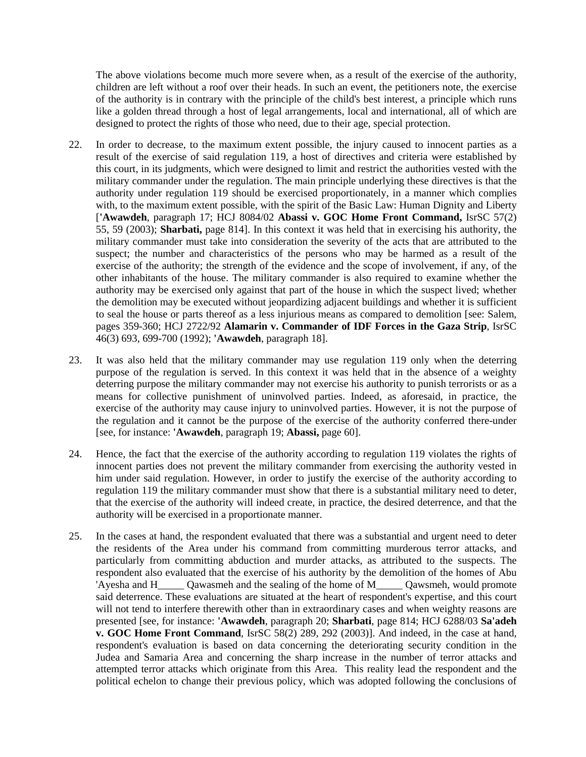The above violations become much more severe when, as a result of the exercise of the authority, children are left without a roof over their heads. In such an event, the petitioners note, the exercise of the authority is in contrary with the principle of the child's best interest, a principle which runs like a golden thread through a host of legal arrangements, local and international, all of which are designed to protect the rights of those who need, due to their age, special protection.

22. In order to decrease, to the maximum extent possible, the injury caused to innocent parties as a result of the exercise of said regulation 119, a host of directives and criteria were established by this court, in its judgments, which were designed to limit and restrict the authorities vested with the military commander under the regulation. The main principle underlying these directives is that the authority under regulation 119 should be exercised proportionately, in a manner which complies with, to the maximum extent possible, with the spirit of the Basic Law: Human Dignity and Liberty [**'Awawdeh**, paragraph 17; HCJ 8084/02 **Abassi v. GOC Home Front Command,** IsrSC 57(2) 55, 59 (2003); **Sharbati,** page 814]. In this context it was held that in exercising his authority, the military commander must take into consideration the severity of the acts that are attributed to the suspect; the number and characteristics of the persons who may be harmed as a result of the exercise of the authority; the strength of the evidence and the scope of involvement, if any, of the other inhabitants of the house. The military commander is also required to examine whether the authority may be exercised only against that part of the house in which the suspect lived; whether the demolition may be executed without jeopardizing adjacent buildings and whether it is sufficient to seal the house or parts thereof as a less injurious means as compared to demolition [see: Salem, pages 359-360; HCJ 2722/92 **Alamarin v. Commander of IDF Forces in the Gaza Strip**, IsrSC 46(3) 693, 699-700 (1992); **'Awawdeh**, paragraph 18].

23. It was also held that the military commander may use regulation 119 only when the deterring purpose of the regulation is served. In this context it was held that in the absence of a weighty deterring purpose the military commander may not exercise his authority to punish terrorists or as a means for collective punishment of uninvolved parties. Indeed, as aforesaid, in practice, the exercise of the authority may cause injury to uninvolved parties. However, it is not the purpose of the regulation and it cannot be the purpose of the exercise of the authority conferred there-under [see, for instance: **'Awawdeh**, paragraph 19; **Abassi,** page 60].

24. Hence, the fact that the exercise of the authority according to regulation 119 violates the rights of innocent parties does not prevent the military commander from exercising the authority vested in him under said regulation. However, in order to justify the exercise of the authority according to regulation 119 the military commander must show that there is a substantial military need to deter, that the exercise of the authority will indeed create, in practice, the desired deterrence, and that the authority will be exercised in a proportionate manner.

25. In the cases at hand, the respondent evaluated that there was a substantial and urgent need to deter the residents of the Area under his command from committing murderous terror attacks, and particularly from committing abduction and murder attacks, as attributed to the suspects. The respondent also evaluated that the exercise of his authority by the demolition of the homes of Abu 'Ayesha and H_____ Qawasmeh and the sealing of the home of M_____ Qawsmeh, would promote said deterrence. These evaluations are situated at the heart of respondent's expertise, and this court will not tend to interfere therewith other than in extraordinary cases and when weighty reasons are presented [see, for instance: **'Awawdeh**, paragraph 20; **Sharbati**, page 814; HCJ 6288/03 **Sa'adeh v. GOC Home Front Command**, IsrSC 58(2) 289, 292 (2003)]. And indeed, in the case at hand, respondent's evaluation is based on data concerning the deteriorating security condition in the Judea and Samaria Area and concerning the sharp increase in the number of terror attacks and attempted terror attacks which originate from this Area. This reality lead the respondent and the political echelon to change their previous policy, which was adopted following the conclusions of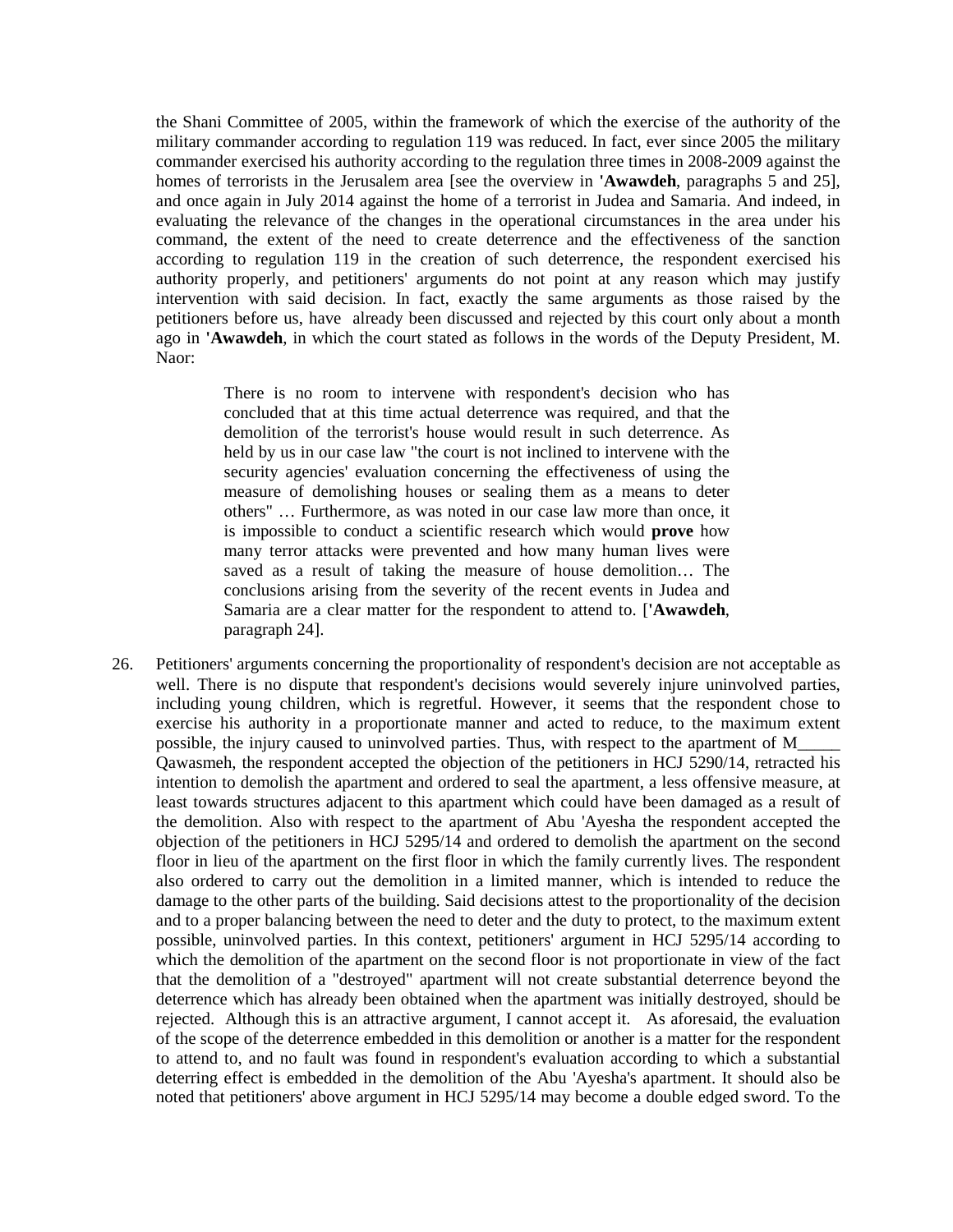the Shani Committee of 2005, within the framework of which the exercise of the authority of the military commander according to regulation 119 was reduced. In fact, ever since 2005 the military commander exercised his authority according to the regulation three times in 2008-2009 against the homes of terrorists in the Jerusalem area [see the overview in **'Awawdeh**, paragraphs 5 and 25], and once again in July 2014 against the home of a terrorist in Judea and Samaria. And indeed, in evaluating the relevance of the changes in the operational circumstances in the area under his command, the extent of the need to create deterrence and the effectiveness of the sanction according to regulation 119 in the creation of such deterrence, the respondent exercised his authority properly, and petitioners' arguments do not point at any reason which may justify intervention with said decision. In fact, exactly the same arguments as those raised by the petitioners before us, have already been discussed and rejected by this court only about a month ago in **'Awawdeh**, in which the court stated as follows in the words of the Deputy President, M. Naor:

> There is no room to intervene with respondent's decision who has concluded that at this time actual deterrence was required, and that the demolition of the terrorist's house would result in such deterrence. As held by us in our case law "the court is not inclined to intervene with the security agencies' evaluation concerning the effectiveness of using the measure of demolishing houses or sealing them as a means to deter others" … Furthermore, as was noted in our case law more than once, it is impossible to conduct a scientific research which would **prove** how many terror attacks were prevented and how many human lives were saved as a result of taking the measure of house demolition… The conclusions arising from the severity of the recent events in Judea and Samaria are a clear matter for the respondent to attend to. [**'Awawdeh**, paragraph 24].

26. Petitioners' arguments concerning the proportionality of respondent's decision are not acceptable as well. There is no dispute that respondent's decisions would severely injure uninvolved parties, including young children, which is regretful. However, it seems that the respondent chose to exercise his authority in a proportionate manner and acted to reduce, to the maximum extent possible, the injury caused to uninvolved parties. Thus, with respect to the apartment of M_____ Qawasmeh, the respondent accepted the objection of the petitioners in HCJ 5290/14, retracted his intention to demolish the apartment and ordered to seal the apartment, a less offensive measure, at least towards structures adjacent to this apartment which could have been damaged as a result of the demolition. Also with respect to the apartment of Abu 'Ayesha the respondent accepted the objection of the petitioners in HCJ 5295/14 and ordered to demolish the apartment on the second floor in lieu of the apartment on the first floor in which the family currently lives. The respondent also ordered to carry out the demolition in a limited manner, which is intended to reduce the damage to the other parts of the building. Said decisions attest to the proportionality of the decision and to a proper balancing between the need to deter and the duty to protect, to the maximum extent possible, uninvolved parties. In this context, petitioners' argument in HCJ 5295/14 according to which the demolition of the apartment on the second floor is not proportionate in view of the fact that the demolition of a "destroyed" apartment will not create substantial deterrence beyond the deterrence which has already been obtained when the apartment was initially destroyed, should be rejected. Although this is an attractive argument, I cannot accept it. As aforesaid, the evaluation of the scope of the deterrence embedded in this demolition or another is a matter for the respondent to attend to, and no fault was found in respondent's evaluation according to which a substantial deterring effect is embedded in the demolition of the Abu 'Ayesha's apartment. It should also be noted that petitioners' above argument in HCJ 5295/14 may become a double edged sword. To the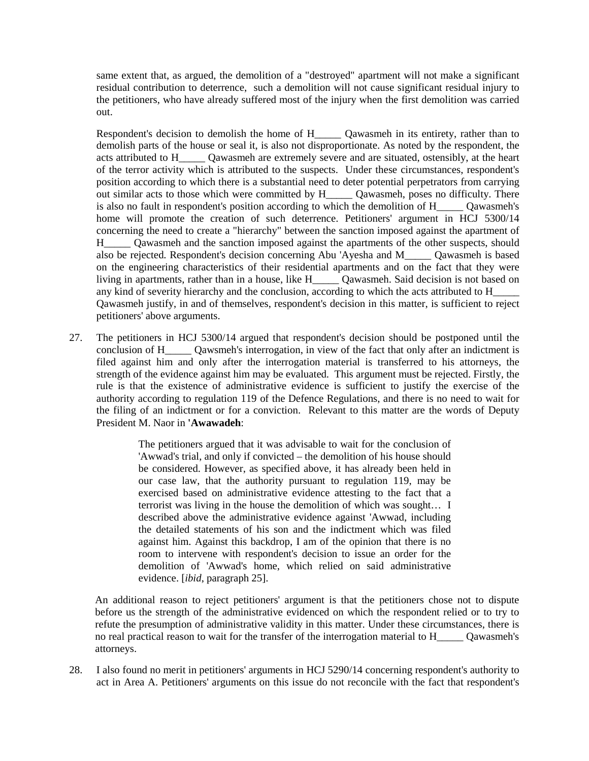same extent that, as argued, the demolition of a "destroyed" apartment will not make a significant residual contribution to deterrence, such a demolition will not cause significant residual injury to the petitioners, who have already suffered most of the injury when the first demolition was carried out.

Respondent's decision to demolish the home of H_____ Qawasmeh in its entirety, rather than to demolish parts of the house or seal it, is also not disproportionate. As noted by the respondent, the acts attributed to H_____ Qawasmeh are extremely severe and are situated, ostensibly, at the heart of the terror activity which is attributed to the suspects. Under these circumstances, respondent's position according to which there is a substantial need to deter potential perpetrators from carrying out similar acts to those which were committed by H_____ Qawasmeh, poses no difficulty. There is also no fault in respondent's position according to which the demolition of H_____ Qawasmeh's home will promote the creation of such deterrence. Petitioners' argument in HCJ 5300/14 concerning the need to create a "hierarchy" between the sanction imposed against the apartment of H_____ Qawasmeh and the sanction imposed against the apartments of the other suspects, should also be rejected. Respondent's decision concerning Abu 'Ayesha and M_____ Qawasmeh is based on the engineering characteristics of their residential apartments and on the fact that they were living in apartments, rather than in a house, like H_____ Qawasmeh. Said decision is not based on any kind of severity hierarchy and the conclusion, according to which the acts attributed to H_____ Qawasmeh justify, in and of themselves, respondent's decision in this matter, is sufficient to reject petitioners' above arguments.

27. The petitioners in HCJ 5300/14 argued that respondent's decision should be postponed until the conclusion of H_____ Qawsmeh's interrogation, in view of the fact that only after an indictment is filed against him and only after the interrogation material is transferred to his attorneys, the strength of the evidence against him may be evaluated. This argument must be rejected. Firstly, the rule is that the existence of administrative evidence is sufficient to justify the exercise of the authority according to regulation 119 of the Defence Regulations, and there is no need to wait for the filing of an indictment or for a conviction. Relevant to this matter are the words of Deputy President M. Naor in **'Awawadeh**:

> The petitioners argued that it was advisable to wait for the conclusion of 'Awwad's trial, and only if convicted – the demolition of his house should be considered. However, as specified above, it has already been held in our case law, that the authority pursuant to regulation 119, may be exercised based on administrative evidence attesting to the fact that a terrorist was living in the house the demolition of which was sought… I described above the administrative evidence against 'Awwad, including the detailed statements of his son and the indictment which was filed against him. Against this backdrop, I am of the opinion that there is no room to intervene with respondent's decision to issue an order for the demolition of 'Awwad's home, which relied on said administrative evidence. [*ibid*, paragraph 25].

An additional reason to reject petitioners' argument is that the petitioners chose not to dispute before us the strength of the administrative evidenced on which the respondent relied or to try to refute the presumption of administrative validity in this matter. Under these circumstances, there is no real practical reason to wait for the transfer of the interrogation material to H_____ Qawasmeh's attorneys.

28. I also found no merit in petitioners' arguments in HCJ 5290/14 concerning respondent's authority to act in Area A. Petitioners' arguments on this issue do not reconcile with the fact that respondent's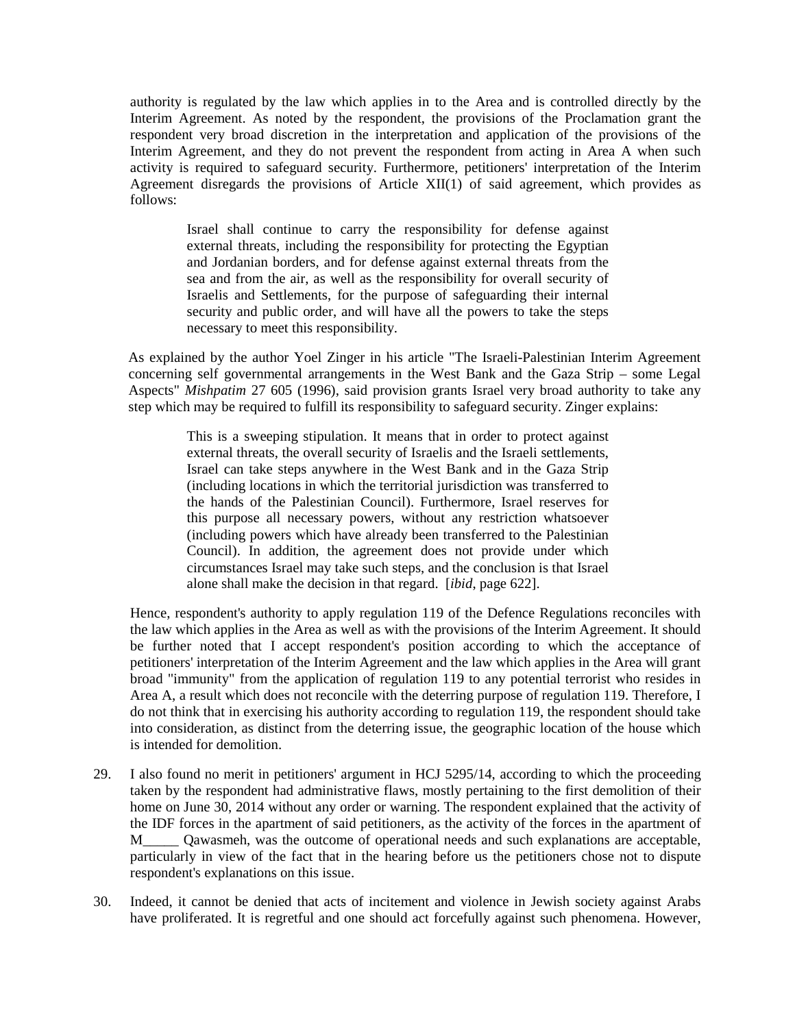authority is regulated by the law which applies in to the Area and is controlled directly by the Interim Agreement. As noted by the respondent, the provisions of the Proclamation grant the respondent very broad discretion in the interpretation and application of the provisions of the Interim Agreement, and they do not prevent the respondent from acting in Area A when such activity is required to safeguard security. Furthermore, petitioners' interpretation of the Interim Agreement disregards the provisions of Article XII(1) of said agreement, which provides as follows:

> Israel shall continue to carry the responsibility for defense against external threats, including the responsibility for protecting the Egyptian and Jordanian borders, and for defense against external threats from the sea and from the air, as well as the responsibility for overall security of Israelis and Settlements, for the purpose of safeguarding their internal security and public order, and will have all the powers to take the steps necessary to meet this responsibility.

As explained by the author Yoel Zinger in his article "The Israeli-Palestinian Interim Agreement concerning self governmental arrangements in the West Bank and the Gaza Strip – some Legal Aspects" *Mishpatim* 27 605 (1996), said provision grants Israel very broad authority to take any step which may be required to fulfill its responsibility to safeguard security. Zinger explains:

> This is a sweeping stipulation. It means that in order to protect against external threats, the overall security of Israelis and the Israeli settlements, Israel can take steps anywhere in the West Bank and in the Gaza Strip (including locations in which the territorial jurisdiction was transferred to the hands of the Palestinian Council). Furthermore, Israel reserves for this purpose all necessary powers, without any restriction whatsoever (including powers which have already been transferred to the Palestinian Council). In addition, the agreement does not provide under which circumstances Israel may take such steps, and the conclusion is that Israel alone shall make the decision in that regard. [*ibid*, page 622].

Hence, respondent's authority to apply regulation 119 of the Defence Regulations reconciles with the law which applies in the Area as well as with the provisions of the Interim Agreement. It should be further noted that I accept respondent's position according to which the acceptance of petitioners' interpretation of the Interim Agreement and the law which applies in the Area will grant broad "immunity" from the application of regulation 119 to any potential terrorist who resides in Area A, a result which does not reconcile with the deterring purpose of regulation 119. Therefore, I do not think that in exercising his authority according to regulation 119, the respondent should take into consideration, as distinct from the deterring issue, the geographic location of the house which is intended for demolition.

29. I also found no merit in petitioners' argument in HCJ 5295/14, according to which the proceeding taken by the respondent had administrative flaws, mostly pertaining to the first demolition of their home on June 30, 2014 without any order or warning. The respondent explained that the activity of the IDF forces in the apartment of said petitioners, as the activity of the forces in the apartment of M_____ Qawasmeh, was the outcome of operational needs and such explanations are acceptable, particularly in view of the fact that in the hearing before us the petitioners chose not to dispute respondent's explanations on this issue.

30. Indeed, it cannot be denied that acts of incitement and violence in Jewish society against Arabs have proliferated. It is regretful and one should act forcefully against such phenomena. However,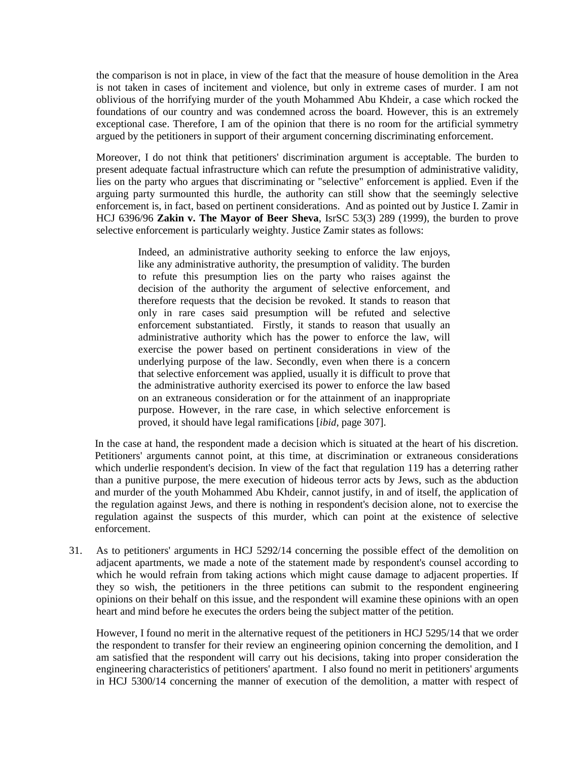the comparison is not in place, in view of the fact that the measure of house demolition in the Area is not taken in cases of incitement and violence, but only in extreme cases of murder. I am not oblivious of the horrifying murder of the youth Mohammed Abu Khdeir, a case which rocked the foundations of our country and was condemned across the board. However, this is an extremely exceptional case. Therefore, I am of the opinion that there is no room for the artificial symmetry argued by the petitioners in support of their argument concerning discriminating enforcement.

Moreover, I do not think that petitioners' discrimination argument is acceptable. The burden to present adequate factual infrastructure which can refute the presumption of administrative validity, lies on the party who argues that discriminating or "selective" enforcement is applied. Even if the arguing party surmounted this hurdle, the authority can still show that the seemingly selective enforcement is, in fact, based on pertinent considerations. And as pointed out by Justice I. Zamir in HCJ 6396/96 **Zakin v. The Mayor of Beer Sheva**, IsrSC 53(3) 289 (1999), the burden to prove selective enforcement is particularly weighty. Justice Zamir states as follows:

> Indeed, an administrative authority seeking to enforce the law enjoys, like any administrative authority, the presumption of validity. The burden to refute this presumption lies on the party who raises against the decision of the authority the argument of selective enforcement, and therefore requests that the decision be revoked. It stands to reason that only in rare cases said presumption will be refuted and selective enforcement substantiated. Firstly, it stands to reason that usually an administrative authority which has the power to enforce the law, will exercise the power based on pertinent considerations in view of the underlying purpose of the law. Secondly, even when there is a concern that selective enforcement was applied, usually it is difficult to prove that the administrative authority exercised its power to enforce the law based on an extraneous consideration or for the attainment of an inappropriate purpose. However, in the rare case, in which selective enforcement is proved, it should have legal ramifications [*ibid*, page 307].

In the case at hand, the respondent made a decision which is situated at the heart of his discretion. Petitioners' arguments cannot point, at this time, at discrimination or extraneous considerations which underlie respondent's decision. In view of the fact that regulation 119 has a deterring rather than a punitive purpose, the mere execution of hideous terror acts by Jews, such as the abduction and murder of the youth Mohammed Abu Khdeir, cannot justify, in and of itself, the application of the regulation against Jews, and there is nothing in respondent's decision alone, not to exercise the regulation against the suspects of this murder, which can point at the existence of selective enforcement.

31. As to petitioners' arguments in HCJ 5292/14 concerning the possible effect of the demolition on adjacent apartments, we made a note of the statement made by respondent's counsel according to which he would refrain from taking actions which might cause damage to adjacent properties. If they so wish, the petitioners in the three petitions can submit to the respondent engineering opinions on their behalf on this issue, and the respondent will examine these opinions with an open heart and mind before he executes the orders being the subject matter of the petition.

However, I found no merit in the alternative request of the petitioners in HCJ 5295/14 that we order the respondent to transfer for their review an engineering opinion concerning the demolition, and I am satisfied that the respondent will carry out his decisions, taking into proper consideration the engineering characteristics of petitioners' apartment. I also found no merit in petitioners' arguments in HCJ 5300/14 concerning the manner of execution of the demolition, a matter with respect of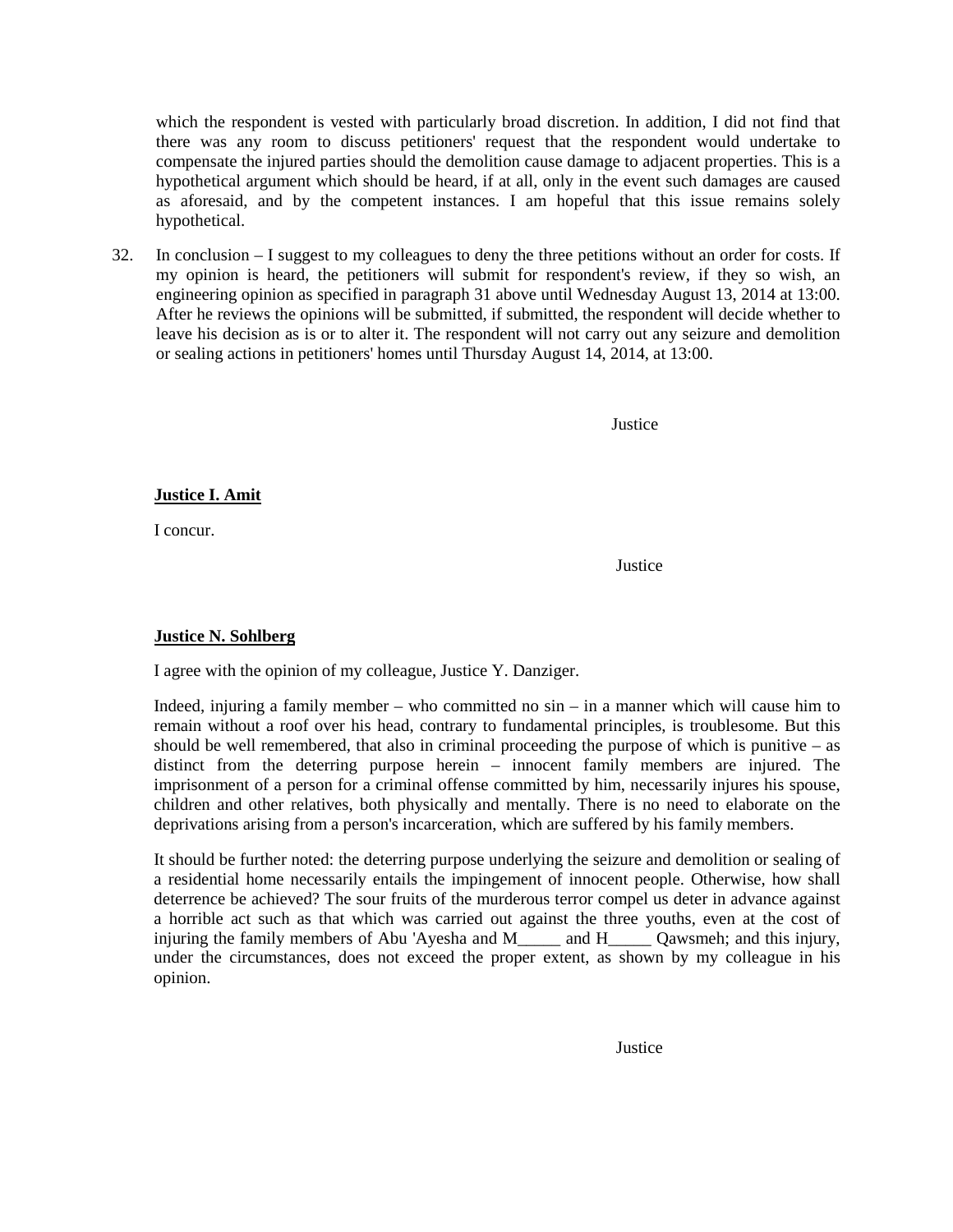which the respondent is vested with particularly broad discretion. In addition, I did not find that there was any room to discuss petitioners' request that the respondent would undertake to compensate the injured parties should the demolition cause damage to adjacent properties. This is a hypothetical argument which should be heard, if at all, only in the event such damages are caused as aforesaid, and by the competent instances. I am hopeful that this issue remains solely hypothetical.

32. In conclusion – I suggest to my colleagues to deny the three petitions without an order for costs. If my opinion is heard, the petitioners will submit for respondent's review, if they so wish, an engineering opinion as specified in paragraph 31 above until Wednesday August 13, 2014 at 13:00. After he reviews the opinions will be submitted, if submitted, the respondent will decide whether to leave his decision as is or to alter it. The respondent will not carry out any seizure and demolition or sealing actions in petitioners' homes until Thursday August 14, 2014, at 13:00.

Justice

**Justice I. Amit**

I concur.

Justice

**Justice N. Sohlberg**

I agree with the opinion of my colleague, Justice Y. Danziger.

Indeed, injuring a family member – who committed no sin – in a manner which will cause him to remain without a roof over his head, contrary to fundamental principles, is troublesome. But this should be well remembered, that also in criminal proceeding the purpose of which is punitive – as distinct from the deterring purpose herein – innocent family members are injured. The imprisonment of a person for a criminal offense committed by him, necessarily injures his spouse, children and other relatives, both physically and mentally. There is no need to elaborate on the deprivations arising from a person's incarceration, which are suffered by his family members.

It should be further noted: the deterring purpose underlying the seizure and demolition or sealing of a residential home necessarily entails the impingement of innocent people. Otherwise, how shall deterrence be achieved? The sour fruits of the murderous terror compel us deter in advance against a horrible act such as that which was carried out against the three youths, even at the cost of injuring the family members of Abu 'Ayesha and M_____ and H_____ Qawsmeh; and this injury, under the circumstances, does not exceed the proper extent, as shown by my colleague in his opinion.

Justice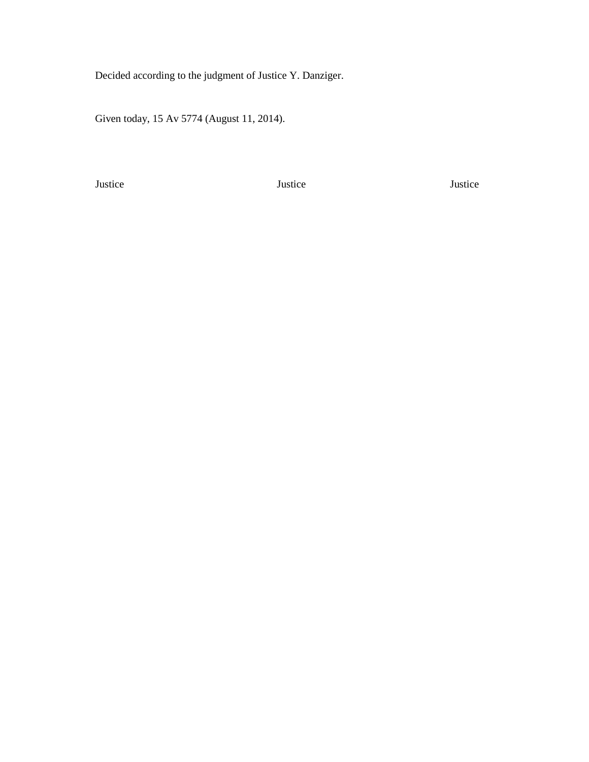Decided according to the judgment of Justice Y. Danziger.

Given today, 15 Av 5774 (August 11, 2014).

Justice Justice Justice